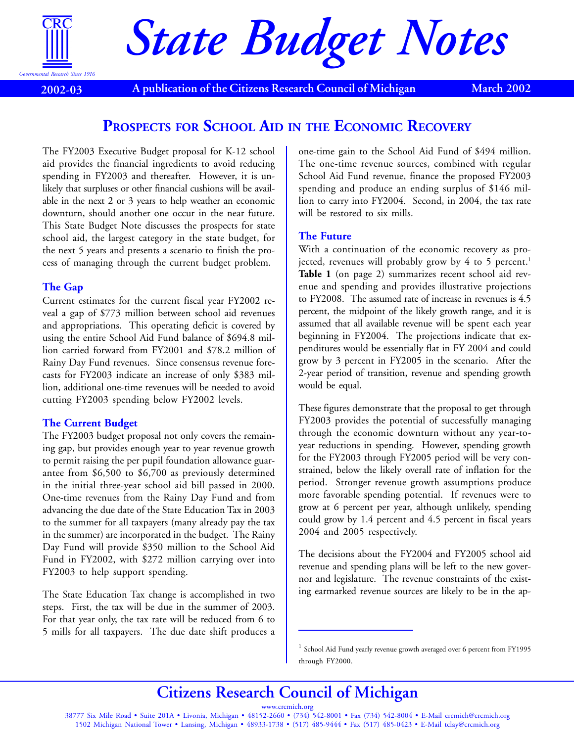# State Budget Notes

**2002-03** | **A publication of the Citizens Research Council of Michigan** | **March 2002**

## Prospects for School Aid in the Economic Recovery

The FY2003 Executive Budget proposal for K-12 school aid provides the financial ingredients to avoid reducing spending in FY2003 and thereafter. However, it is unlikely that surpluses or other financial cushions will be available in the next 2 or 3 years to help weather an economic downturn, should another one occur in the near future. This State Budget Note discusses the prospects for state school aid, the largest category in the state budget, for the next 5 years and presents a scenario to finish the process of managing through the current budget problem.

### The Gap

Current estimates for the current fiscal year FY2002 reveal a gap of $773 million between school aid revenues and appropriations. This operating deficit is covered by using the entire School Aid Fund balance of $694.8 million carried forward from FY2001 and $78.2 million of Rainy Day Fund revenues. Since consensus revenue forecasts for FY2003 indicate an increase of only $383 million, additional one-time revenues will be needed to avoid cutting FY2003 spending below FY2002 levels.

### The Current Budget

The FY2003 budget proposal not only covers the remaining gap, but provides enough year to year revenue growth to permit raising the per pupil foundation allowance guarantee from $6,500 to $6,700 as previously determined in the initial three-year school aid bill passed in 2000. One-time revenues from the Rainy Day Fund and from advancing the due date of the State Education Tax in 2003 to the summer for all taxpayers (many already pay the tax in the summer) are incorporated in the budget. The Rainy Day Fund will provide $350 million to the School Aid Fund in FY2002, with $272 million carrying over into FY2003 to help support spending.

The State Education Tax change is accomplished in two steps. First, the tax will be due in the summer of 2003. For that year only, the tax rate will be reduced from 6 to 5 mills for all taxpayers. The due date shift produces a one-time gain to the School Aid Fund of $494 million. The one-time revenue sources, combined with regular School Aid Fund revenue, finance the proposed FY2003 spending and produce an ending surplus of $146 million to carry into FY2004. Second, in 2004, the tax rate will be restored to six mills.

### The Future

With a continuation of the economic recovery as projected, revenues will probably grow by 4 to 5 percent.[1] **Table 1** (on page 2) summarizes recent school aid revenue and spending and provides illustrative projections to FY2008. The assumed rate of increase in revenues is 4.5 percent, the midpoint of the likely growth range, and it is assumed that all available revenue will be spent each year beginning in FY2004. The projections indicate that expenditures would be essentially flat in FY 2004 and could grow by 3 percent in FY2005 in the scenario. After the 2-year period of transition, revenue and spending growth would be equal.

These figures demonstrate that the proposal to get through FY2003 provides the potential of successfully managing through the economic downturn without any year-to-year reductions in spending. However, spending growth for the FY2003 through FY2005 period will be very constrained, below the likely overall rate of inflation for the period. Stronger revenue growth assumptions produce more favorable spending potential. If revenues were to grow at 6 percent per year, although unlikely, spending could grow by 1.4 percent and 4.5 percent in fiscal years 2004 and 2005 respectively.

The decisions about the FY2004 and FY2005 school aid revenue and spending plans will be left to the new governor and legislature. The revenue constraints of the existing earmarked revenue sources are likely to be in the ap-

[1] School Aid Fund yearly revenue growth averaged over 6 percent from FY1995 through FY2000.

**Citizens Research Council of Michigan**

www.crcmich.org

38777 Six Mile Road • Suite 201A • Livonia, Michigan • 48152-2660 • (734) 542-8001 • Fax (734) 542-8004 • E-Mail crcmich@crcmich.org

1502 Michigan National Tower • Lansing, Michigan • 48933-1738 • (517) 485-9444 • Fax (517) 485-0423 • E-Mail tclay@crcmich.org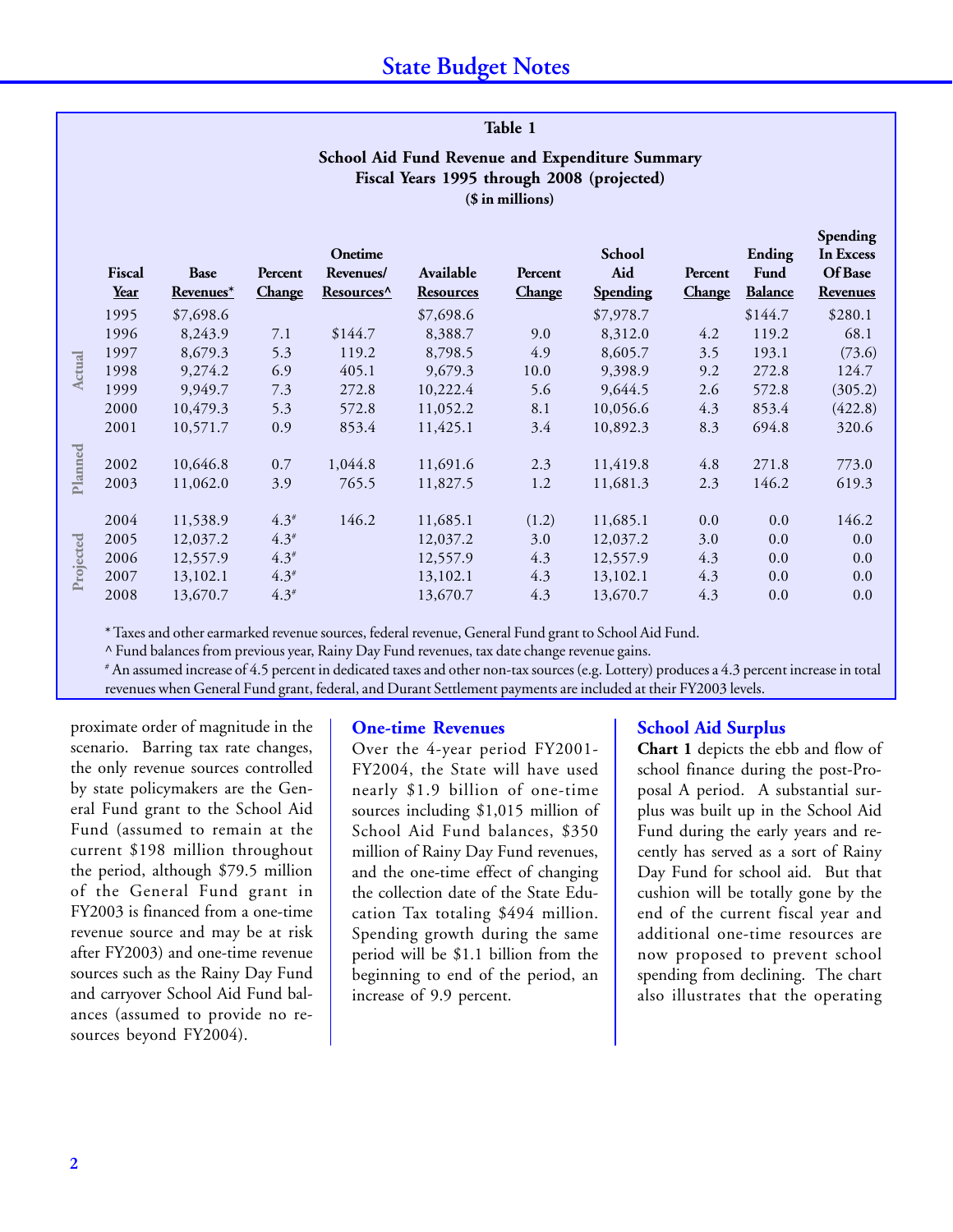**Table 1**

**School Aid Fund Revenue and Expenditure Summary**
**Fiscal Years 1995 through 2008 (projected)**
**($ in millions)**

| | Fiscal Year | Base Revenues* | Percent Change | Onetime Revenues/ Resources^ | Available Resources | Percent Change | School Aid Spending | Percent Change | Ending Fund Balance | Spending In Excess Of Base Revenues |
|---|---|---|---|---|---|---|---|---|---|---|
| Actual | 1995 | $7,698.6 | | | $7,698.6 | | $7,978.7 | | $144.7 | $280.1 |
| | 1996 | 8,243.9 | 7.1 | $144.7 | 8,388.7 | 9.0 | 8,312.0 | 4.2 | 119.2 | 68.1 |
| | 1997 | 8,679.3 | 5.3 | 119.2 | 8,798.5 | 4.9 | 8,605.7 | 3.5 | 193.1 | (73.6) |
| | 1998 | 9,274.2 | 6.9 | 405.1 | 9,679.3 | 10.0 | 9,398.9 | 9.2 | 272.8 | 124.7 |
| | 1999 | 9,949.7 | 7.3 | 272.8 | 10,222.4 | 5.6 | 9,644.5 | 2.6 | 572.8 | (305.2) |
| | 2000 | 10,479.3 | 5.3 | 572.8 | 11,052.2 | 8.1 | 10,056.6 | 4.3 | 853.4 | (422.8) |
| | 2001 | 10,571.7 | 0.9 | 853.4 | 11,425.1 | 3.4 | 10,892.3 | 8.3 | 694.8 | 320.6 |
| Planned | 2002 | 10,646.8 | 0.7 | 1,044.8 | 11,691.6 | 2.3 | 11,419.8 | 4.8 | 271.8 | 773.0 |
| | 2003 | 11,062.0 | 3.9 | 765.5 | 11,827.5 | 1.2 | 11,681.3 | 2.3 | 146.2 | 619.3 |
| Projected | 2004 | 11,538.9 | 4.3# | 146.2 | 11,685.1 | (1.2) | 11,685.1 | 0.0 | 0.0 | 146.2 |
| | 2005 | 12,037.2 | 4.3# | | 12,037.2 | 3.0 | 12,037.2 | 3.0 | 0.0 | 0.0 |
| | 2006 | 12,557.9 | 4.3# | | 12,557.9 | 4.3 | 12,557.9 | 4.3 | 0.0 | 0.0 |
| | 2007 | 13,102.1 | 4.3# | | 13,102.1 | 4.3 | 13,102.1 | 4.3 | 0.0 | 0.0 |
| | 2008 | 13,670.7 | 4.3# | | 13,670.7 | 4.3 | 13,670.7 | 4.3 | 0.0 | 0.0 |

\* Taxes and other earmarked revenue sources, federal revenue, General Fund grant to School Aid Fund.

^ Fund balances from previous year, Rainy Day Fund revenues, tax date change revenue gains.

\# An assumed increase of 4.5 percent in dedicated taxes and other non-tax sources (e.g. Lottery) produces a 4.3 percent increase in total revenues when General Fund grant, federal, and Durant Settlement payments are included at their FY2003 levels.

proximate order of magnitude in the scenario. Barring tax rate changes, the only revenue sources controlled by state policymakers are the General Fund grant to the School Aid Fund (assumed to remain at the current $198 million throughout the period, although $79.5 million of the General Fund grant in FY2003 is financed from a one-time revenue source and may be at risk after FY2003) and one-time revenue sources such as the Rainy Day Fund and carryover School Aid Fund balances (assumed to provide no resources beyond FY2004).

## One-time Revenues

Over the 4-year period FY2001-FY2004, the State will have used nearly $1.9 billion of one-time sources including $1,015 million of School Aid Fund balances, $350 million of Rainy Day Fund revenues, and the one-time effect of changing the collection date of the State Education Tax totaling $494 million. Spending growth during the same period will be $1.1 billion from the beginning to end of the period, an increase of 9.9 percent.

## School Aid Surplus

**Chart 1** depicts the ebb and flow of school finance during the post-Proposal A period. A substantial surplus was built up in the School Aid Fund during the early years and recently has served as a sort of Rainy Day Fund for school aid. But that cushion will be totally gone by the end of the current fiscal year and additional one-time resources are now proposed to prevent school spending from declining. The chart also illustrates that the operating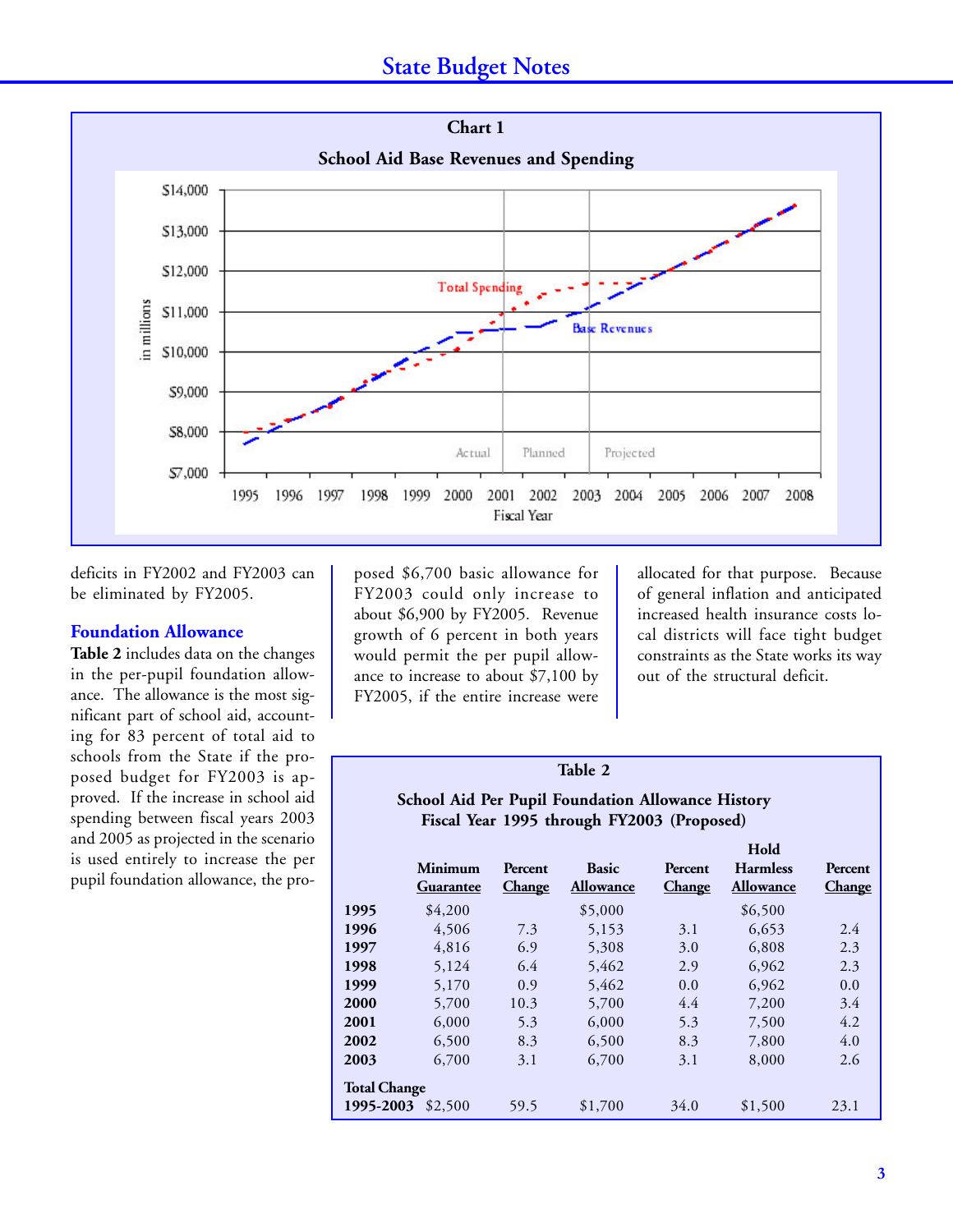**Chart 1**

**School Aid Base Revenues and Spending**

deficits in FY2002 and FY2003 can be eliminated by FY2005.

## Foundation Allowance

**Table 2** includes data on the changes in the per-pupil foundation allowance. The allowance is the most significant part of school aid, accounting for 83 percent of total aid to schools from the State if the proposed budget for FY2003 is approved. If the increase in school aid spending between fiscal years 2003 and 2005 as projected in the scenario is used entirely to increase the per pupil foundation allowance, the proposed $6,700 basic allowance for FY2003 could only increase to about $6,900 by FY2005. Revenue growth of 6 percent in both years would permit the per pupil allowance to increase to about $7,100 by FY2005, if the entire increase were allocated for that purpose. Because of general inflation and anticipated increased health insurance costs local districts will face tight budget constraints as the State works its way out of the structural deficit.

**Table 2**

**School Aid Per Pupil Foundation Allowance History Fiscal Year 1995 through FY2003 (Proposed)**

| | Minimum Guarantee | Percent Change | Basic Allowance | Percent Change | Hold Harmless Allowance | Percent Change |
|---|---|---|---|---|---|---|
| **1995** | $4,200 | | $5,000 | | $6,500 | |
| **1996** | 4,506 | 7.3 | 5,153 | 3.1 | 6,653 | 2.4 |
| **1997** | 4,816 | 6.9 | 5,308 | 3.0 | 6,808 | 2.3 |
| **1998** | 5,124 | 6.4 | 5,462 | 2.9 | 6,962 | 2.3 |
| **1999** | 5,170 | 0.9 | 5,462 | 0.0 | 6,962 | 0.0 |
| **2000** | 5,700 | 10.3 | 5,700 | 4.4 | 7,200 | 3.4 |
| **2001** | 6,000 | 5.3 | 6,000 | 5.3 | 7,500 | 4.2 |
| **2002** | 6,500 | 8.3 | 6,500 | 8.3 | 7,800 | 4.0 |
| **2003** | 6,700 | 3.1 | 6,700 | 3.1 | 8,000 | 2.6 |
| **Total Change 1995-2003** | $2,500 | 59.5 | $1,700 | 34.0 | $1,500 | 23.1 |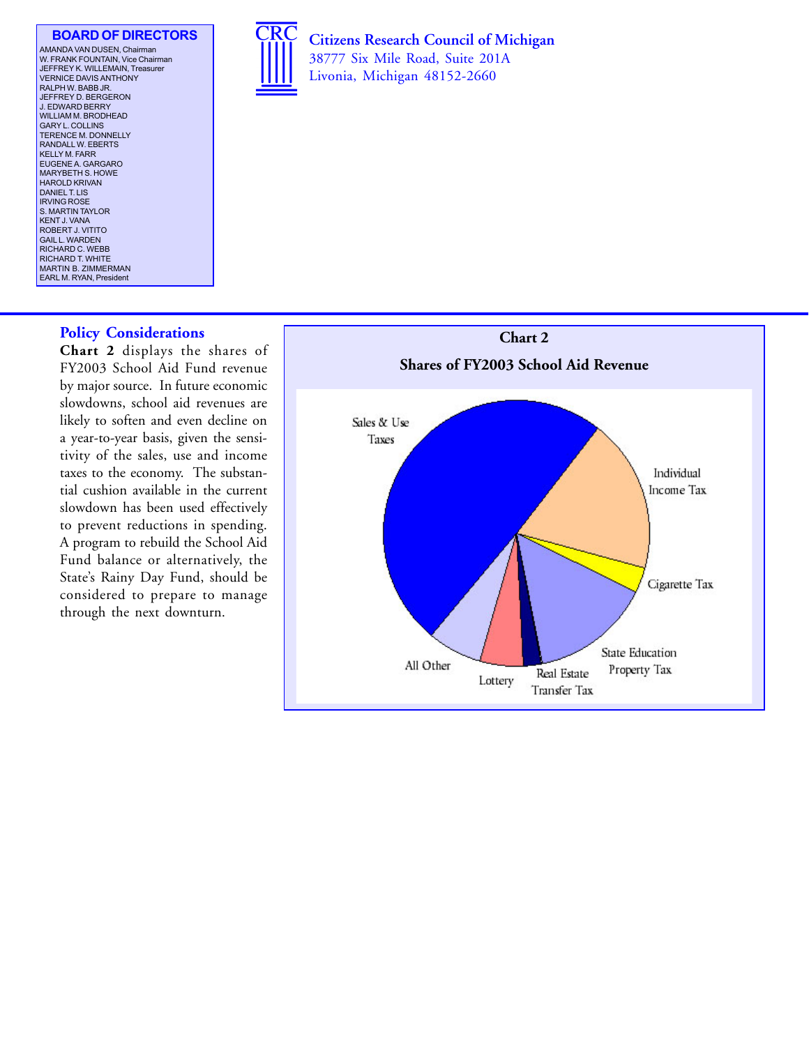**BOARD OF DIRECTORS**

AMANDA VAN DUSEN, Chairman
W. FRANK FOUNTAIN, Vice Chairman
JEFFREY K. WILLEMAIN, Treasurer
VERNICE DAVIS ANTHONY
RALPH W. BABB JR.
JEFFREY D. BERGERON
J. EDWARD BERRY
WILLIAM M. BRODHEAD
GARY L. COLLINS
TERENCE M. DONNELLY
RANDALL W. EBERTS
KELLY M. FARR
EUGENE A. GARGARO
MARYBETH S. HOWE
HAROLD KRIVAN
DANIEL T. LIS
IRVING ROSE
S. MARTIN TAYLOR
KENT J. VANA
ROBERT J. VITITO
GAIL L. WARDEN
RICHARD C. WEBB
RICHARD T. WHITE
MARTIN B. ZIMMERMAN
EARL M. RYAN, President

CRC

**Citizens Research Council of Michigan**
38777 Six Mile Road, Suite 201A
Livonia, Michigan 48152-2660

## Policy Considerations

**Chart 2** displays the shares of FY2003 School Aid Fund revenue by major source. In future economic slowdowns, school aid revenues are likely to soften and even decline on a year-to-year basis, given the sensitivity of the sales, use and income taxes to the economy. The substantial cushion available in the current slowdown has been used effectively to prevent reductions in spending. A program to rebuild the School Aid Fund balance or alternatively, the State's Rainy Day Fund, should be considered to prepare to manage through the next downturn.

**Chart 2**

**Shares of FY2003 School Aid Revenue**

Sales & Use Taxes
Individual Income Tax
Cigarette Tax
State Education Property Tax
Real Estate Transfer Tax
Lottery
All Other